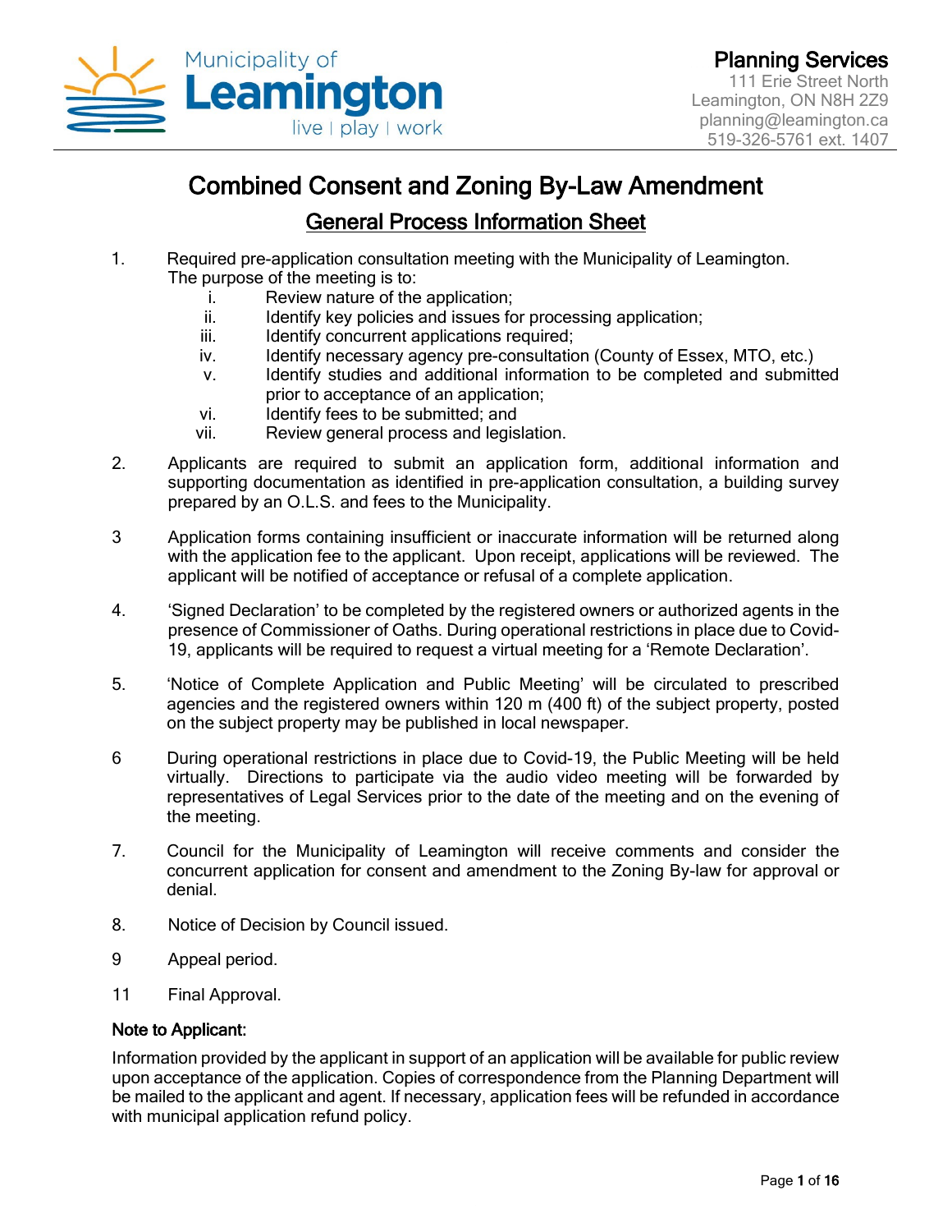Municipality of Leamington
live | play | work

**Planning Services**
111 Erie Street North
Leamington, ON N8H 2Z9
planning@leamington.ca
519-326-5761 ext. 1407

# Combined Consent and Zoning By-Law Amendment

## General Process Information Sheet

1. Required pre-application consultation meeting with the Municipality of Leamington. The purpose of the meeting is to:
   i. Review nature of the application;
   ii. Identify key policies and issues for processing application;
   iii. Identify concurrent applications required;
   iv. Identify necessary agency pre-consultation (County of Essex, MTO, etc.)
   v. Identify studies and additional information to be completed and submitted prior to acceptance of an application;
   vi. Identify fees to be submitted; and
   vii. Review general process and legislation.

2. Applicants are required to submit an application form, additional information and supporting documentation as identified in pre-application consultation, a building survey prepared by an O.L.S. and fees to the Municipality.

3 Application forms containing insufficient or inaccurate information will be returned along with the application fee to the applicant. Upon receipt, applications will be reviewed. The applicant will be notified of acceptance or refusal of a complete application.

4. 'Signed Declaration' to be completed by the registered owners or authorized agents in the presence of Commissioner of Oaths. During operational restrictions in place due to Covid-19, applicants will be required to request a virtual meeting for a 'Remote Declaration'.

5. 'Notice of Complete Application and Public Meeting' will be circulated to prescribed agencies and the registered owners within 120 m (400 ft) of the subject property, posted on the subject property may be published in local newspaper.

6 During operational restrictions in place due to Covid-19, the Public Meeting will be held virtually. Directions to participate via the audio video meeting will be forwarded by representatives of Legal Services prior to the date of the meeting and on the evening of the meeting.

7. Council for the Municipality of Leamington will receive comments and consider the concurrent application for consent and amendment to the Zoning By-law for approval or denial.

8. Notice of Decision by Council issued.

9 Appeal period.

11 Final Approval.

**Note to Applicant:**

Information provided by the applicant in support of an application will be available for public review upon acceptance of the application. Copies of correspondence from the Planning Department will be mailed to the applicant and agent. If necessary, application fees will be refunded in accordance with municipal application refund policy.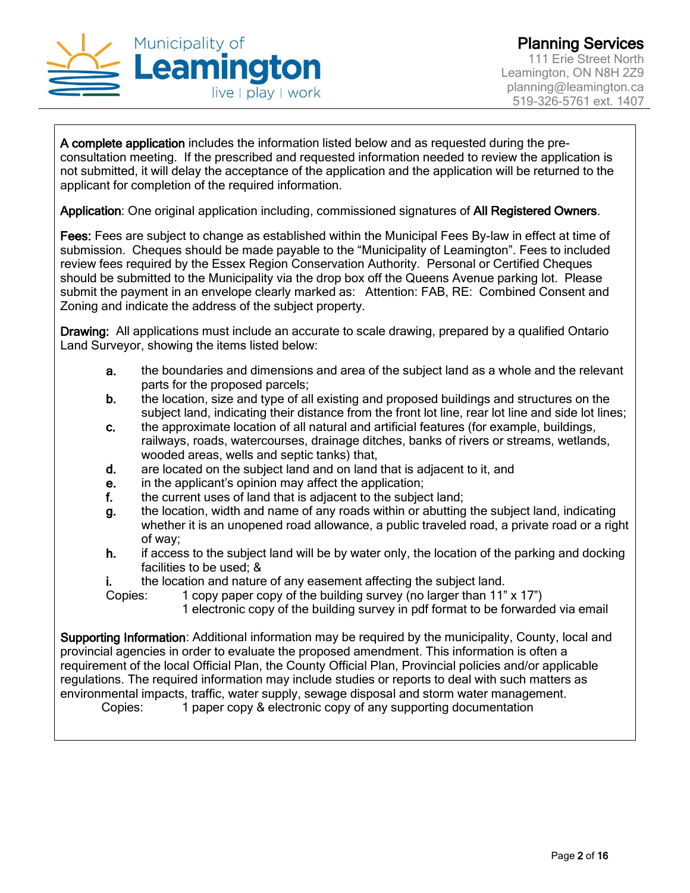**Planning Services**
111 Erie Street North
Leamington, ON N8H 2Z9
planning@leamington.ca
519-326-5761 ext. 1407

**A complete application** includes the information listed below and as requested during the pre-consultation meeting. If the prescribed and requested information needed to review the application is not submitted, it will delay the acceptance of the application and the application will be returned to the applicant for completion of the required information.

**Application**: One original application including, commissioned signatures of **All Registered Owners**.

**Fees:** Fees are subject to change as established within the Municipal Fees By-law in effect at time of submission. Cheques should be made payable to the "Municipality of Leamington". Fees to included review fees required by the Essex Region Conservation Authority. Personal or Certified Cheques should be submitted to the Municipality via the drop box off the Queens Avenue parking lot. Please submit the payment in an envelope clearly marked as: Attention: FAB, RE: Combined Consent and Zoning and indicate the address of the subject property.

**Drawing:** All applications must include an accurate to scale drawing, prepared by a qualified Ontario Land Surveyor, showing the items listed below:

- **a.** the boundaries and dimensions and area of the subject land as a whole and the relevant parts for the proposed parcels;
- **b.** the location, size and type of all existing and proposed buildings and structures on the subject land, indicating their distance from the front lot line, rear lot line and side lot lines;
- **c.** the approximate location of all natural and artificial features (for example, buildings, railways, roads, watercourses, drainage ditches, banks of rivers or streams, wetlands, wooded areas, wells and septic tanks) that,
- **d.** are located on the subject land and on land that is adjacent to it, and
- **e.** in the applicant's opinion may affect the application;
- **f.** the current uses of land that is adjacent to the subject land;
- **g.** the location, width and name of any roads within or abutting the subject land, indicating whether it is an unopened road allowance, a public traveled road, a private road or a right of way;
- **h.** if access to the subject land will be by water only, the location of the parking and docking facilities to be used; &
- **i.** the location and nature of any easement affecting the subject land.

Copies: 1 copy paper copy of the building survey (no larger than 11" x 17")
1 electronic copy of the building survey in pdf format to be forwarded via email

**Supporting Information**: Additional information may be required by the municipality, County, local and provincial agencies in order to evaluate the proposed amendment. This information is often a requirement of the local Official Plan, the County Official Plan, Provincial policies and/or applicable regulations. The required information may include studies or reports to deal with such matters as environmental impacts, traffic, water supply, sewage disposal and storm water management.

Copies: 1 paper copy & electronic copy of any supporting documentation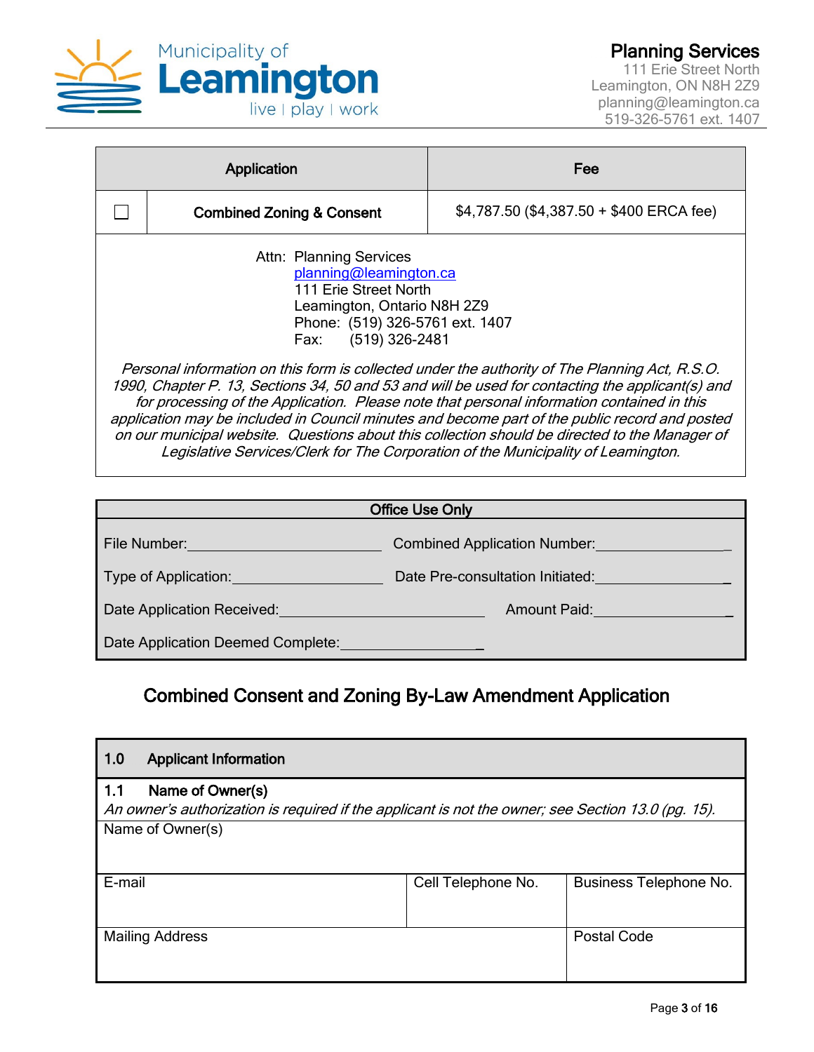Municipality of **Leamington**
live | play | work

**Planning Services**
111 Erie Street North
Leamington, ON N8H 2Z9
planning@leamington.ca
519-326-5761 ext. 1407

| Application | | Fee |
|---|---|---|
| ☐ | **Combined Zoning & Consent** | $4,787.50 ($4,387.50 + $400 ERCA fee) |

Attn: Planning Services
planning@leamington.ca
111 Erie Street North
Leamington, Ontario N8H 2Z9
Phone: (519) 326-5761 ext. 1407
Fax: (519) 326-2481

*Personal information on this form is collected under the authority of The Planning Act, R.S.O. 1990, Chapter P. 13, Sections 34, 50 and 53 and will be used for contacting the applicant(s) and for processing of the Application. Please note that personal information contained in this application may be included in Council minutes and become part of the public record and posted on our municipal website. Questions about this collection should be directed to the Manager of Legislative Services/Clerk for The Corporation of the Municipality of Leamington.*

| **Office Use Only** | |
|---|---|
| File Number: ____________________ | Combined Application Number: ____________________ |
| Type of Application: ____________________ | Date Pre-consultation Initiated: ____________________ |
| Date Application Received: ____________________ | Amount Paid: ____________________ |
| Date Application Deemed Complete: ____________________ | |

## Combined Consent and Zoning By-Law Amendment Application

### 1.0 Applicant Information

**1.1 Name of Owner(s)**

*An owner's authorization is required if the applicant is not the owner; see Section 13.0 (pg. 15).*

| Name of Owner(s) | | |
|---|---|---|
| | | |
| E-mail | Cell Telephone No. | Business Telephone No. |
| | | |
| Mailing Address | | Postal Code |
| | | |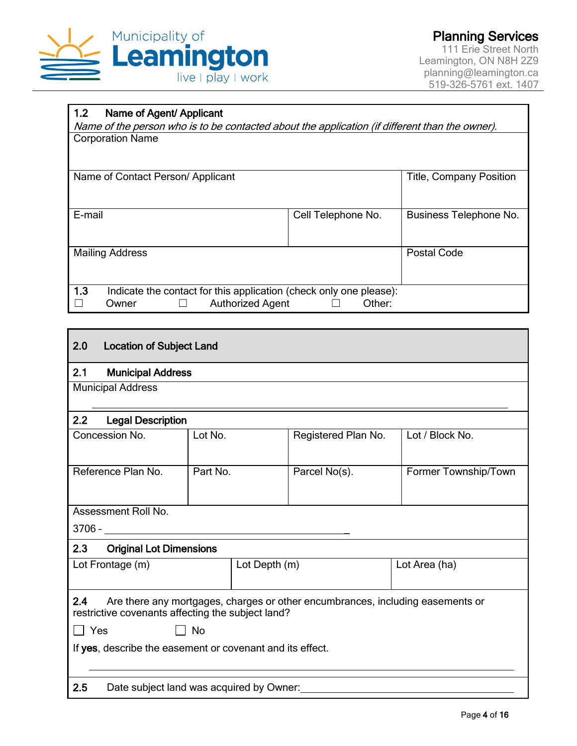**Planning Services**
111 Erie Street North
Leamington, ON N8H 2Z9
planning@leamington.ca
519-326-5761 ext. 1407

**1.2 Name of Agent/ Applicant**

*Name of the person who is to be contacted about the application (if different than the owner).*

| | | |
|---|---|---|
| Corporation Name | | |
| Name of Contact Person/ Applicant | | Title, Company Position |
| E-mail | Cell Telephone No. | Business Telephone No. |
| Mailing Address | | Postal Code |

**1.3** Indicate the contact for this application (check only one please):

☐ Owner ☐ Authorized Agent ☐ Other:

## 2.0 Location of Subject Land

**2.1 Municipal Address**

Municipal Address

______________________________________________

**2.2 Legal Description**

| | | | |
|---|---|---|---|
| Concession No. | Lot No. | Registered Plan No. | Lot / Block No. |
| Reference Plan No. | Part No. | Parcel No(s). | Former Township/Town |

Assessment Roll No.

3706 - ______________________________________________

**2.3 Original Lot Dimensions**

| | | |
|---|---|---|
| Lot Frontage (m) | Lot Depth (m) | Lot Area (ha) |

**2.4** Are there any mortgages, charges or other encumbrances, including easements or restrictive covenants affecting the subject land?

☐ Yes ☐ No

If **yes**, describe the easement or covenant and its effect.

______________________________________________

**2.5** Date subject land was acquired by Owner: ______________________________________________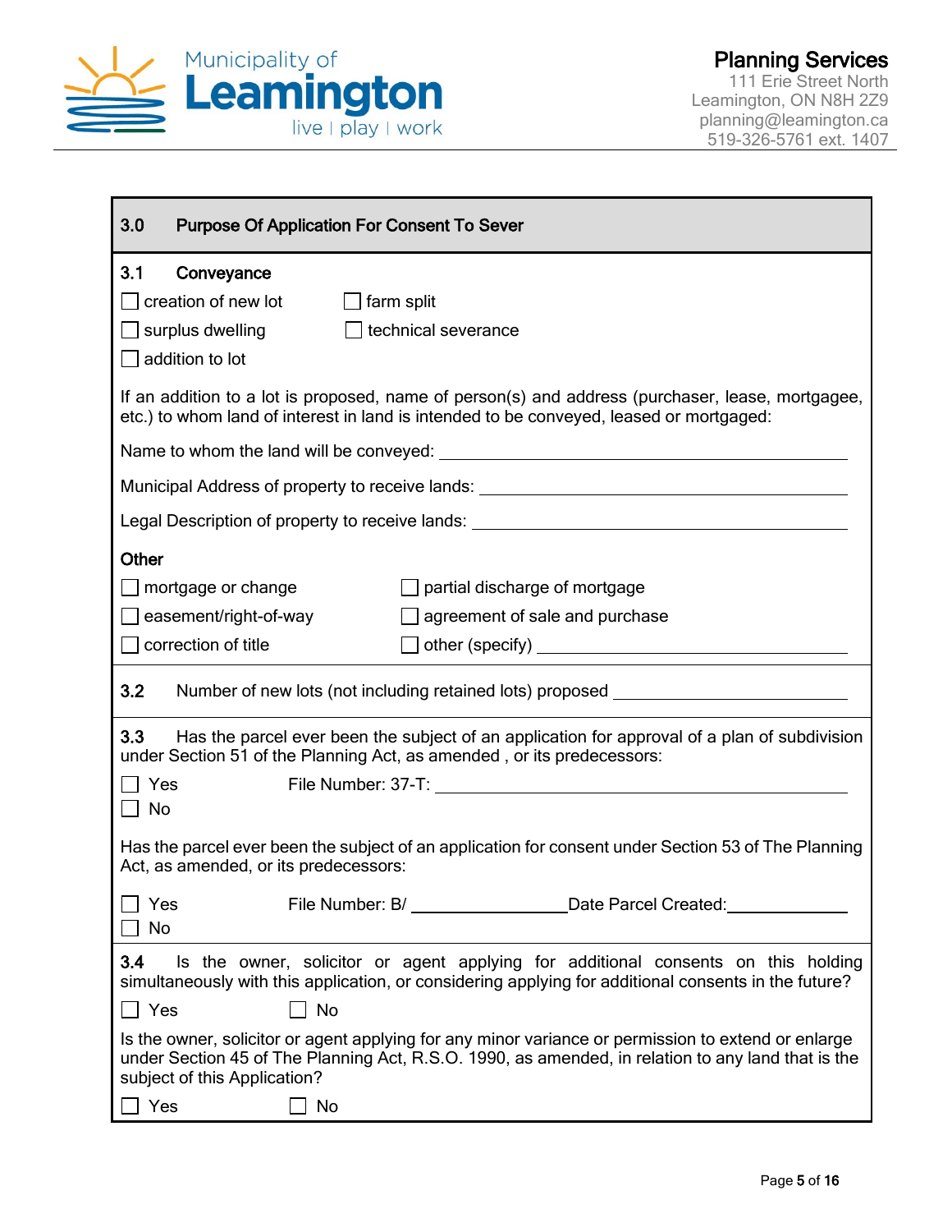## 3.0 Purpose Of Application For Consent To Sever

### 3.1 Conveyance

- ☐ creation of new lot
- ☐ farm split
- ☐ surplus dwelling
- ☐ technical severance
- ☐ addition to lot

If an addition to a lot is proposed, name of person(s) and address (purchaser, lease, mortgagee, etc.) to whom land of interest in land is intended to be conveyed, leased or mortgaged:

Name to whom the land will be conveyed: ______________________________

Municipal Address of property to receive lands: ______________________________

Legal Description of property to receive lands: ______________________________

**Other**

- ☐ mortgage or change
- ☐ partial discharge of mortgage
- ☐ easement/right-of-way
- ☐ agreement of sale and purchase
- ☐ correction of title
- ☐ other (specify) ______________________________

### 3.2 Number of new lots (not including retained lots) proposed ____________________

### 3.3 Has the parcel ever been the subject of an application for approval of a plan of subdivision under Section 51 of the Planning Act, as amended , or its predecessors:

☐ Yes File Number: 37-T: ______________________________

☐ No

Has the parcel ever been the subject of an application for consent under Section 53 of The Planning Act, as amended, or its predecessors:

☐ Yes File Number: B/ ____________ Date Parcel Created: ____________

☐ No

### 3.4 Is the owner, solicitor or agent applying for additional consents on this holding simultaneously with this application, or considering applying for additional consents in the future?

☐ Yes ☐ No

Is the owner, solicitor or agent applying for any minor variance or permission to extend or enlarge under Section 45 of The Planning Act, R.S.O. 1990, as amended, in relation to any land that is the subject of this Application?

☐ Yes ☐ No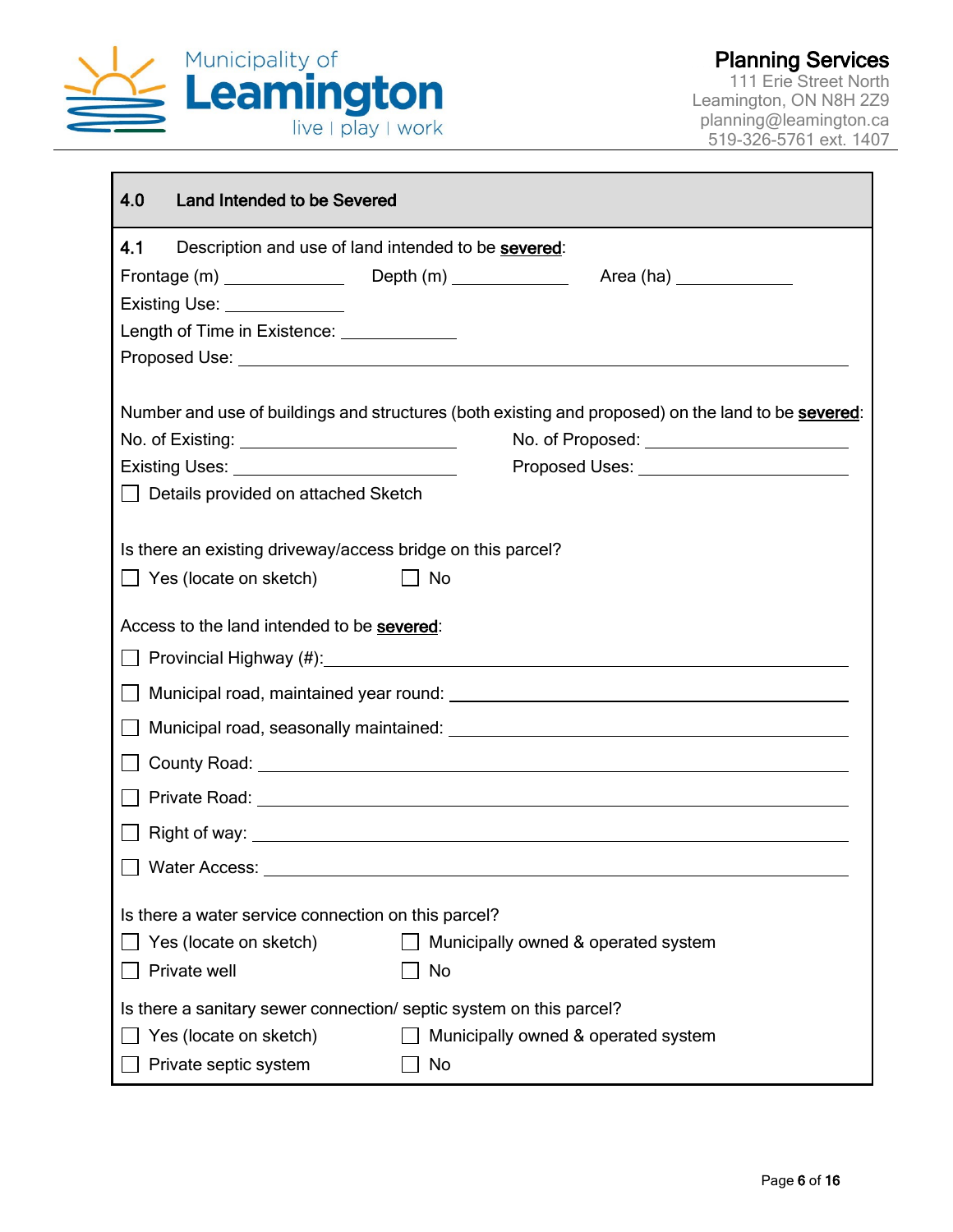## 4.0 Land Intended to be Severed

**4.1** Description and use of land intended to be **severed**:

Frontage (m) ____________ Depth (m) ____________ Area (ha) ____________

Existing Use: ____________

Length of Time in Existence: ____________

Proposed Use: ________________________________________

Number and use of buildings and structures (both existing and proposed) on the land to be **severed**:

No. of Existing: ____________ No. of Proposed: ____________

Existing Uses: ____________ Proposed Uses: ____________

☐ Details provided on attached Sketch

Is there an existing driveway/access bridge on this parcel?

☐ Yes (locate on sketch) ☐ No

Access to the land intended to be **severed**:

☐ Provincial Highway (#): ________________________________________

☐ Municipal road, maintained year round: ________________________________________

☐ Municipal road, seasonally maintained: ________________________________________

☐ County Road: ________________________________________

☐ Private Road: ________________________________________

☐ Right of way: ________________________________________

☐ Water Access: ________________________________________

Is there a water service connection on this parcel?

☐ Yes (locate on sketch) ☐ Municipally owned & operated system

☐ Private well ☐ No

Is there a sanitary sewer connection/ septic system on this parcel?

☐ Yes (locate on sketch) ☐ Municipally owned & operated system

☐ Private septic system ☐ No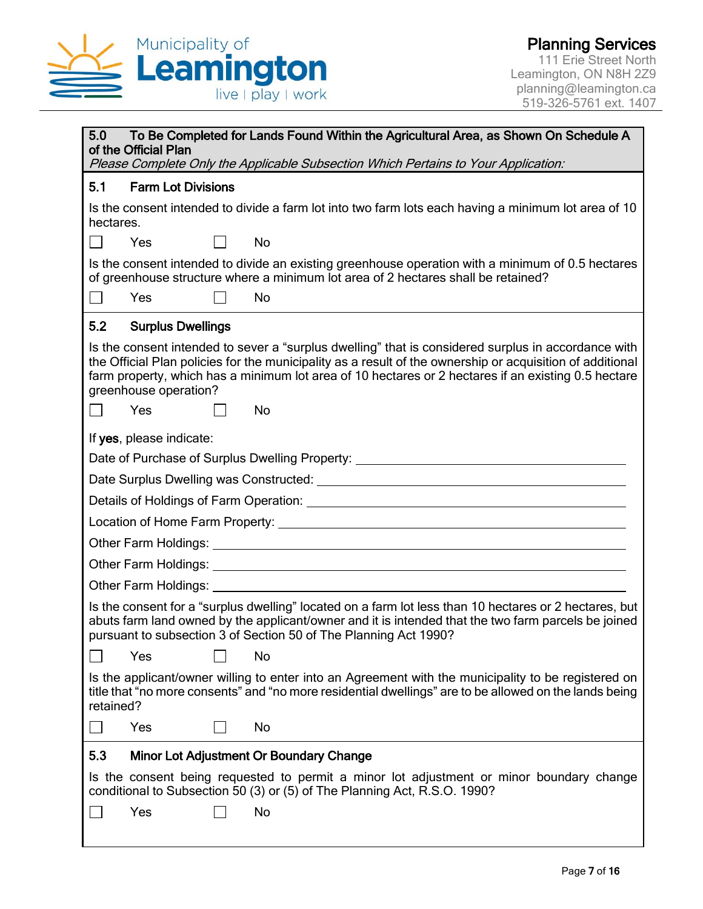## 5.0 To Be Completed for Lands Found Within the Agricultural Area, as Shown On Schedule A of the Official Plan

*Please Complete Only the Applicable Subsection Which Pertains to Your Application:*

### 5.1 Farm Lot Divisions

Is the consent intended to divide a farm lot into two farm lots each having a minimum lot area of 10 hectares.

☐ Yes ☐ No

Is the consent intended to divide an existing greenhouse operation with a minimum of 0.5 hectares of greenhouse structure where a minimum lot area of 2 hectares shall be retained?

☐ Yes ☐ No

### 5.2 Surplus Dwellings

Is the consent intended to sever a "surplus dwelling" that is considered surplus in accordance with the Official Plan policies for the municipality as a result of the ownership or acquisition of additional farm property, which has a minimum lot area of 10 hectares or 2 hectares if an existing 0.5 hectare greenhouse operation?

☐ Yes ☐ No

If **yes**, please indicate:

Date of Purchase of Surplus Dwelling Property: ______________________________

Date Surplus Dwelling was Constructed: ______________________________

Details of Holdings of Farm Operation: ______________________________

Location of Home Farm Property: ______________________________

Other Farm Holdings: ______________________________

Other Farm Holdings: ______________________________

Other Farm Holdings: ______________________________

Is the consent for a "surplus dwelling" located on a farm lot less than 10 hectares or 2 hectares, but abuts farm land owned by the applicant/owner and it is intended that the two farm parcels be joined pursuant to subsection 3 of Section 50 of The Planning Act 1990?

☐ Yes ☐ No

Is the applicant/owner willing to enter into an Agreement with the municipality to be registered on title that "no more consents" and "no more residential dwellings" are to be allowed on the lands being retained?

☐ Yes ☐ No

### 5.3 Minor Lot Adjustment Or Boundary Change

Is the consent being requested to permit a minor lot adjustment or minor boundary change conditional to Subsection 50 (3) or (5) of The Planning Act, R.S.O. 1990?

☐ Yes ☐ No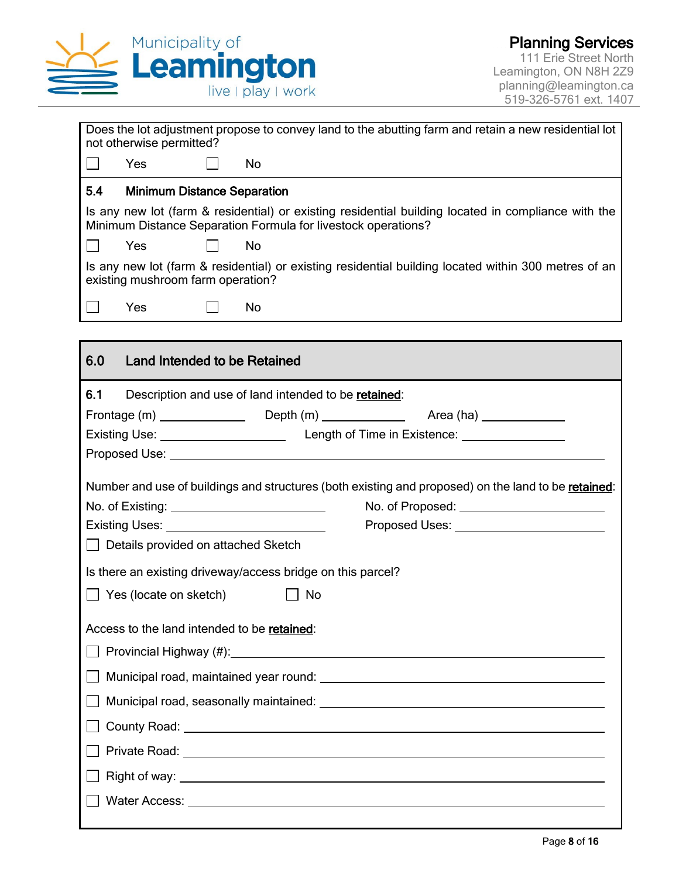Does the lot adjustment propose to convey land to the abutting farm and retain a new residential lot not otherwise permitted?

☐ Yes ☐ No

### 5.4 Minimum Distance Separation

Is any new lot (farm & residential) or existing residential building located in compliance with the Minimum Distance Separation Formula for livestock operations?

☐ Yes ☐ No

Is any new lot (farm & residential) or existing residential building located within 300 metres of an existing mushroom farm operation?

☐ Yes ☐ No

## 6.0 Land Intended to be Retained

### 6.1 Description and use of land intended to be **retained**:

Frontage (m) ____________ Depth (m) ____________ Area (ha) ____________

Existing Use: ________________ Length of Time in Existence: ____________

Proposed Use: ________________________________________

Number and use of buildings and structures (both existing and proposed) on the land to be **retained**:

No. of Existing: ____________________ No. of Proposed: ____________________

Existing Uses: ____________________ Proposed Uses: ____________________

☐ Details provided on attached Sketch

Is there an existing driveway/access bridge on this parcel?

☐ Yes (locate on sketch) ☐ No

Access to the land intended to be **retained**:

☐ Provincial Highway (#):________________________________________

☐ Municipal road, maintained year round: ________________________________

☐ Municipal road, seasonally maintained: ________________________________

☐ County Road: ________________________________________

☐ Private Road: ________________________________________

☐ Right of way: ________________________________________

☐ Water Access: ________________________________________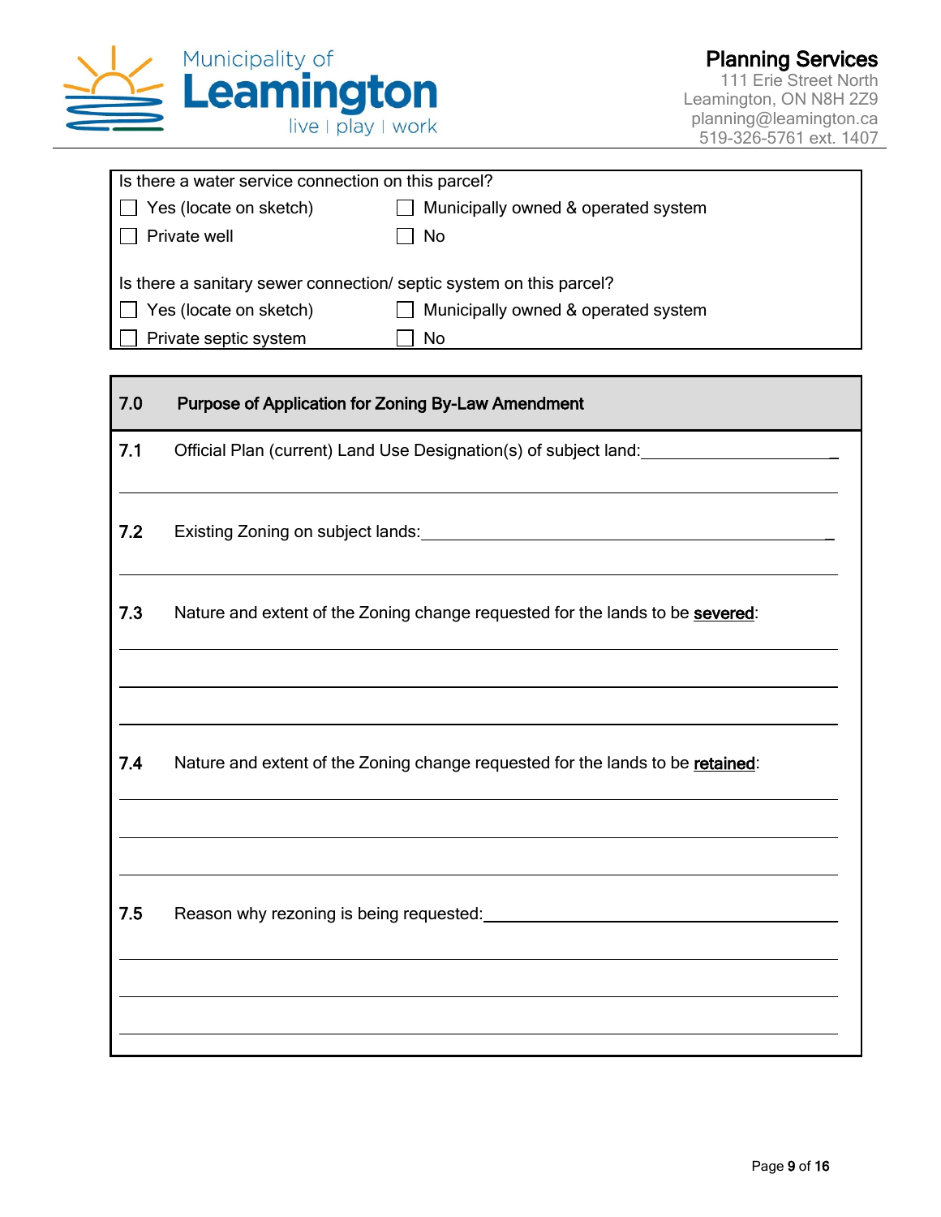Is there a water service connection on this parcel?

☐ Yes (locate on sketch) ☐ Municipally owned & operated system

☐ Private well ☐ No

Is there a sanitary sewer connection/ septic system on this parcel?

☐ Yes (locate on sketch) ☐ Municipally owned & operated system

☐ Private septic system ☐ No

## 7.0 Purpose of Application for Zoning By-Law Amendment

**7.1** Official Plan (current) Land Use Designation(s) of subject land: ______________________

______________________________________________________________________

**7.2** Existing Zoning on subject lands: ______________________________________________

______________________________________________________________________

**7.3** Nature and extent of the Zoning change requested for the lands to be **severed**:

______________________________________________________________________

______________________________________________________________________

______________________________________________________________________

**7.4** Nature and extent of the Zoning change requested for the lands to be **retained**:

______________________________________________________________________

______________________________________________________________________

______________________________________________________________________

**7.5** Reason why rezoning is being requested: ______________________________________

______________________________________________________________________

______________________________________________________________________

______________________________________________________________________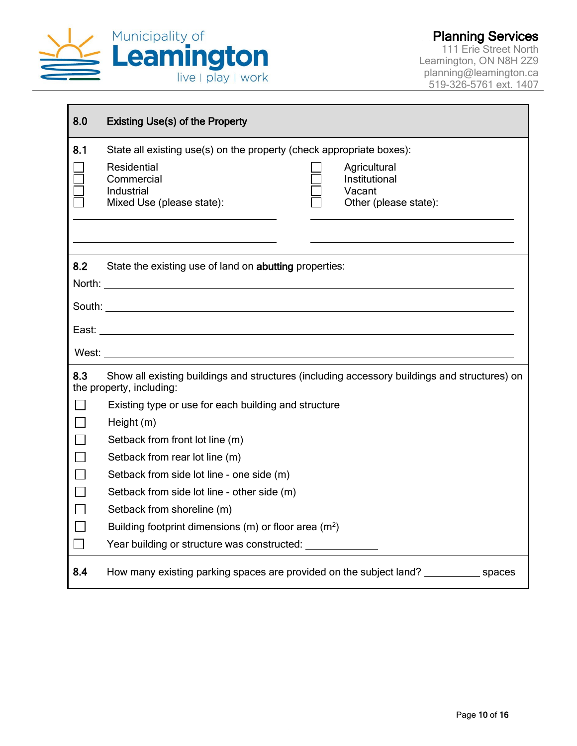Municipality of
**Leamington**
live | play | work

**Planning Services**
111 Erie Street North
Leamington, ON N8H 2Z9
planning@leamington.ca
519-326-5761 ext. 1407

## 8.0 Existing Use(s) of the Property

**8.1** State all existing use(s) on the property (check appropriate boxes):

- ☐ Residential
- ☐ Commercial
- ☐ Industrial
- ☐ Mixed Use (please state): ______________________
- ☐ Agricultural
- ☐ Institutional
- ☐ Vacant
- ☐ Other (please state): ______________________

**8.2** State the existing use of land on **abutting** properties:

North: ______________________

South: ______________________

East: ______________________

West: ______________________

**8.3** Show all existing buildings and structures (including accessory buildings and structures) on the property, including:

- ☐ Existing type or use for each building and structure
- ☐ Height (m)
- ☐ Setback from front lot line (m)
- ☐ Setback from rear lot line (m)
- ☐ Setback from side lot line - one side (m)
- ☐ Setback from side lot line - other side (m)
- ☐ Setback from shoreline (m)
- ☐ Building footprint dimensions (m) or floor area ($m^2$)
- ☐ Year building or structure was constructed: __________

**8.4** How many existing parking spaces are provided on the subject land? __________ spaces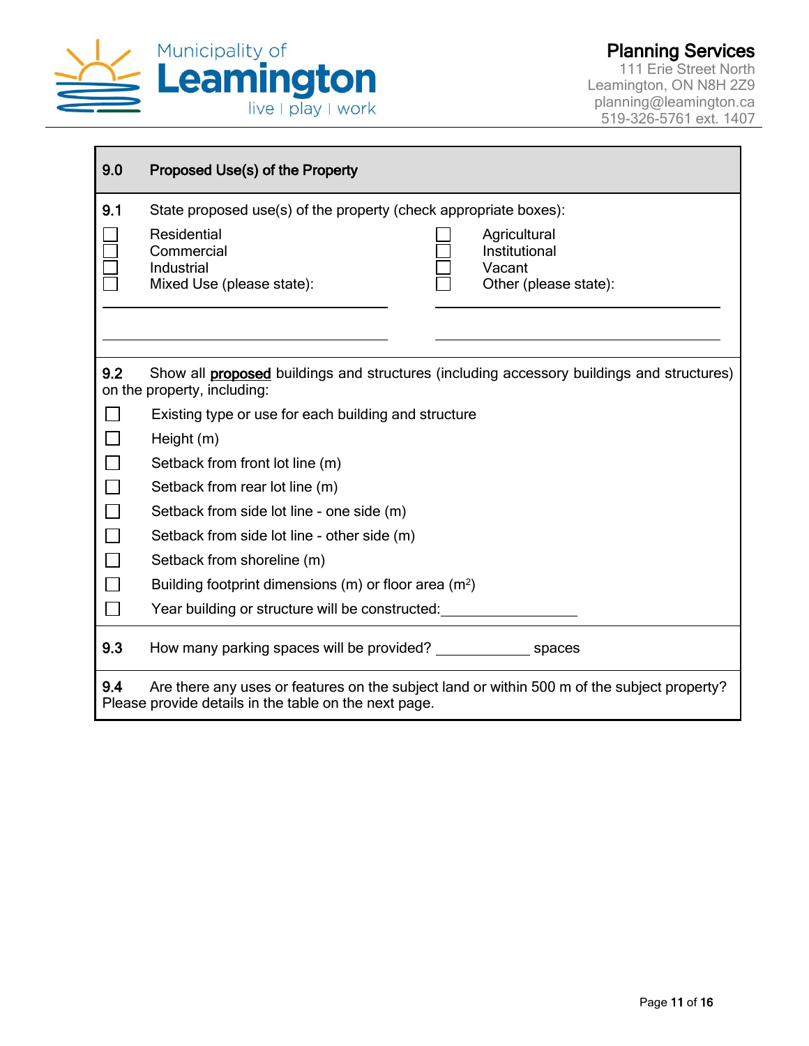Municipality of **Leamington**
live | play | work

**Planning Services**
111 Erie Street North
Leamington, ON N8H 2Z9
planning@leamington.ca
519-326-5761 ext. 1407

## 9.0 Proposed Use(s) of the Property

**9.1** State proposed use(s) of the property (check appropriate boxes):

- ☐ Residential
- ☐ Commercial
- ☐ Industrial
- ☐ Mixed Use (please state):
- ☐ Agricultural
- ☐ Institutional
- ☐ Vacant
- ☐ Other (please state):

______________________________ ______________________________

______________________________ ______________________________

**9.2** Show all **proposed** buildings and structures (including accessory buildings and structures) on the property, including:

- ☐ Existing type or use for each building and structure
- ☐ Height (m)
- ☐ Setback from front lot line (m)
- ☐ Setback from rear lot line (m)
- ☐ Setback from side lot line - one side (m)
- ☐ Setback from side lot line - other side (m)
- ☐ Setback from shoreline (m)
- ☐ Building footprint dimensions (m) or floor area ($m^2$)
- ☐ Year building or structure will be constructed:__________________

**9.3** How many parking spaces will be provided? ____________ spaces

**9.4** Are there any uses or features on the subject land or within 500 m of the subject property? Please provide details in the table on the next page.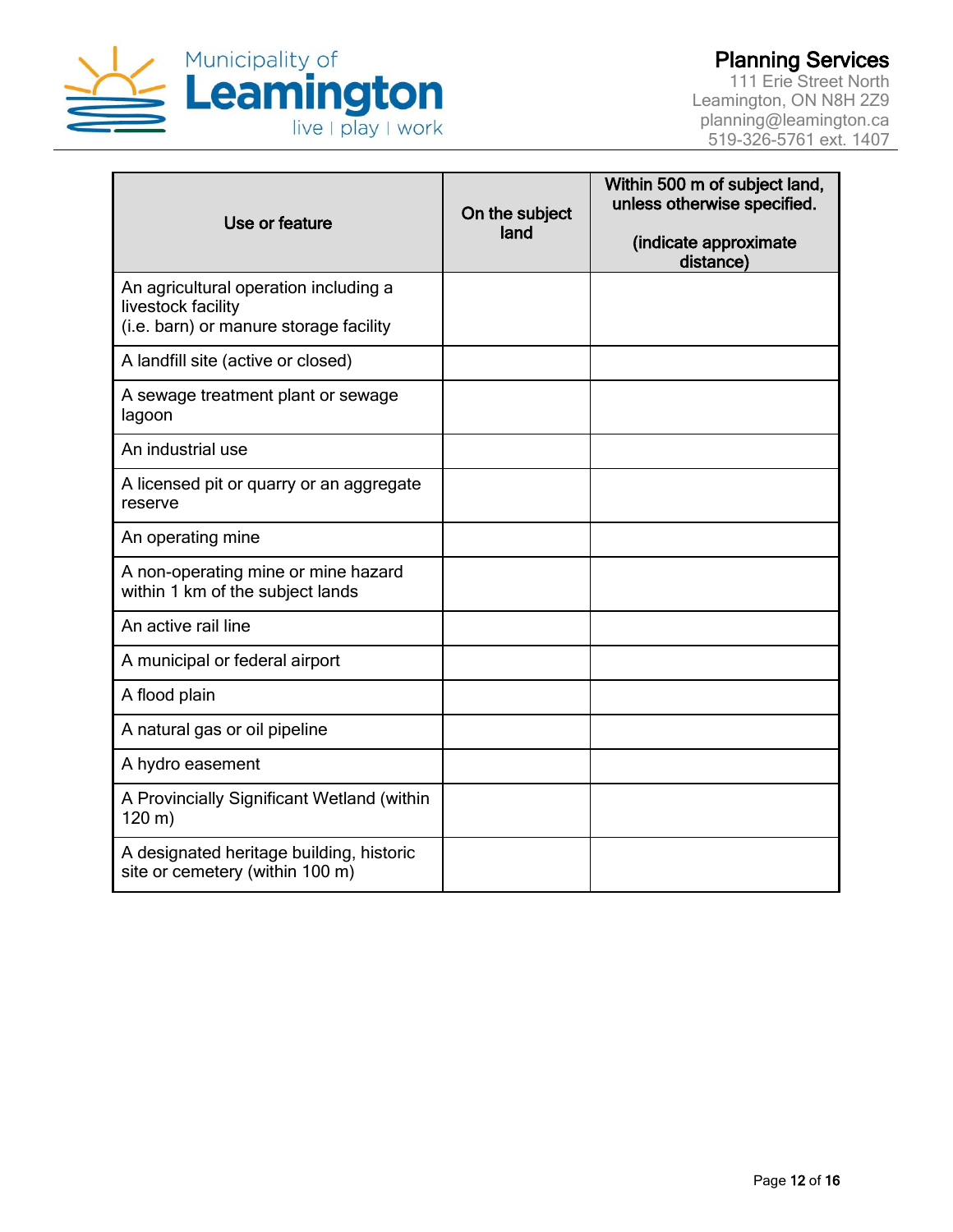| Use or feature | On the subject land | Within 500 m of subject land, unless otherwise specified.<br><br>(indicate approximate distance) |
|---|---|---|
| An agricultural operation including a livestock facility (i.e. barn) or manure storage facility | | |
| A landfill site (active or closed) | | |
| A sewage treatment plant or sewage lagoon | | |
| An industrial use | | |
| A licensed pit or quarry or an aggregate reserve | | |
| An operating mine | | |
| A non-operating mine or mine hazard within 1 km of the subject lands | | |
| An active rail line | | |
| A municipal or federal airport | | |
| A flood plain | | |
| A natural gas or oil pipeline | | |
| A hydro easement | | |
| A Provincially Significant Wetland (within 120 m) | | |
| A designated heritage building, historic site or cemetery (within 100 m) | | |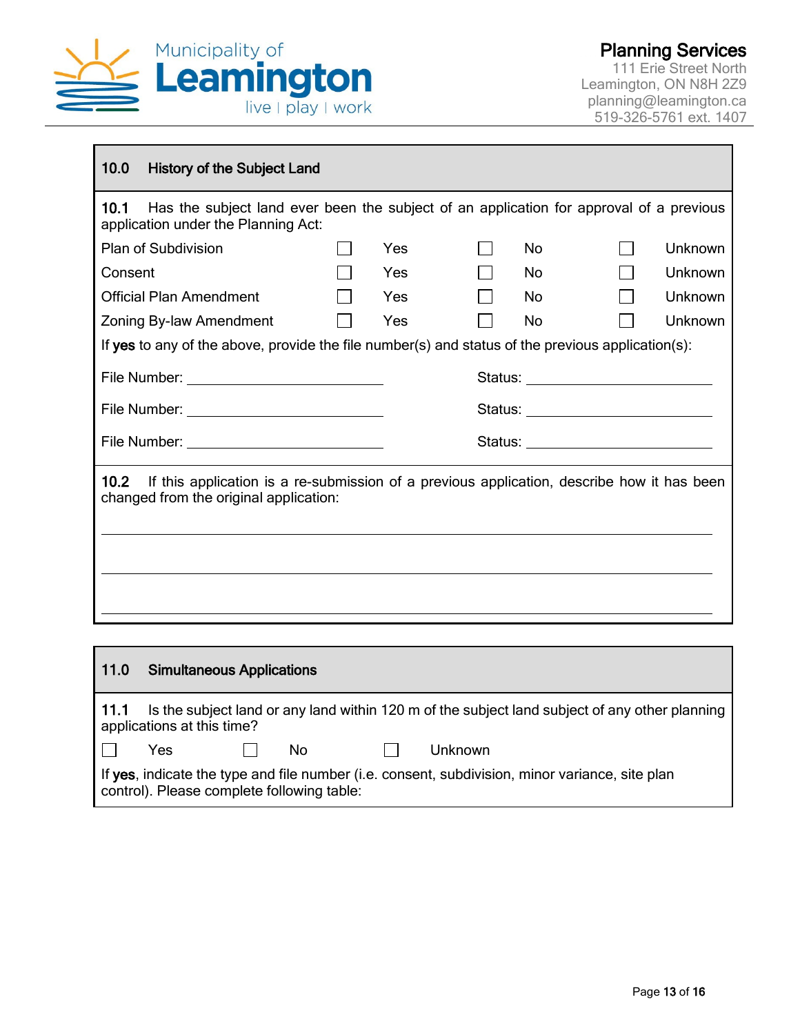Municipality of **Leamington**
live | play | work

**Planning Services**
111 Erie Street North
Leamington, ON N8H 2Z9
planning@leamington.ca
519-326-5761 ext. 1407

## 10.0 History of the Subject Land

**10.1** Has the subject land ever been the subject of an application for approval of a previous application under the Planning Act:

| | | | |
|---|---|---|---|
| Plan of Subdivision | ☐ Yes | ☐ No | ☐ Unknown |
| Consent | ☐ Yes | ☐ No | ☐ Unknown |
| Official Plan Amendment | ☐ Yes | ☐ No | ☐ Unknown |
| Zoning By-law Amendment | ☐ Yes | ☐ No | ☐ Unknown |

If **yes** to any of the above, provide the file number(s) and status of the previous application(s):

File Number: ____________________ Status: ____________________

File Number: ____________________ Status: ____________________

File Number: ____________________ Status: ____________________

**10.2** If this application is a re-submission of a previous application, describe how it has been changed from the original application:

______________________________________________________________

______________________________________________________________

______________________________________________________________

## 11.0 Simultaneous Applications

**11.1** Is the subject land or any land within 120 m of the subject land subject of any other planning applications at this time?

☐ Yes ☐ No ☐ Unknown

If **yes**, indicate the type and file number (i.e. consent, subdivision, minor variance, site plan control). Please complete following table: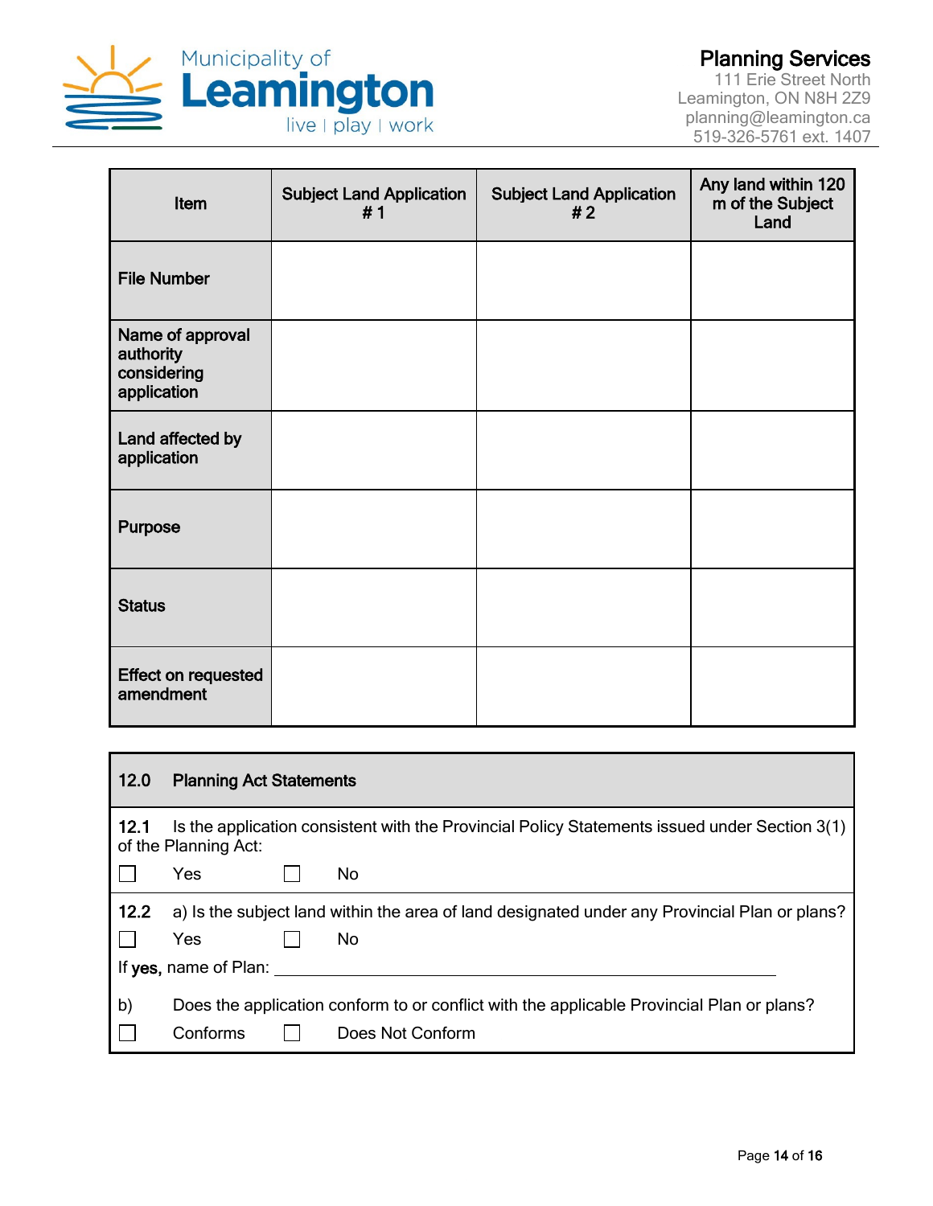| Item | Subject Land Application # 1 | Subject Land Application # 2 | Any land within 120 m of the Subject Land |
|---|---|---|---|
| File Number | | | |
| Name of approval authority considering application | | | |
| Land affected by application | | | |
| Purpose | | | |
| Status | | | |
| Effect on requested amendment | | | |

## 12.0 Planning Act Statements

**12.1** Is the application consistent with the Provincial Policy Statements issued under Section 3(1) of the Planning Act:

☐ Yes ☐ No

**12.2** a) Is the subject land within the area of land designated under any Provincial Plan or plans?

☐ Yes ☐ No

If **yes**, name of Plan: ______________________________

b) Does the application conform to or conflict with the applicable Provincial Plan or plans?

☐ Conforms ☐ Does Not Conform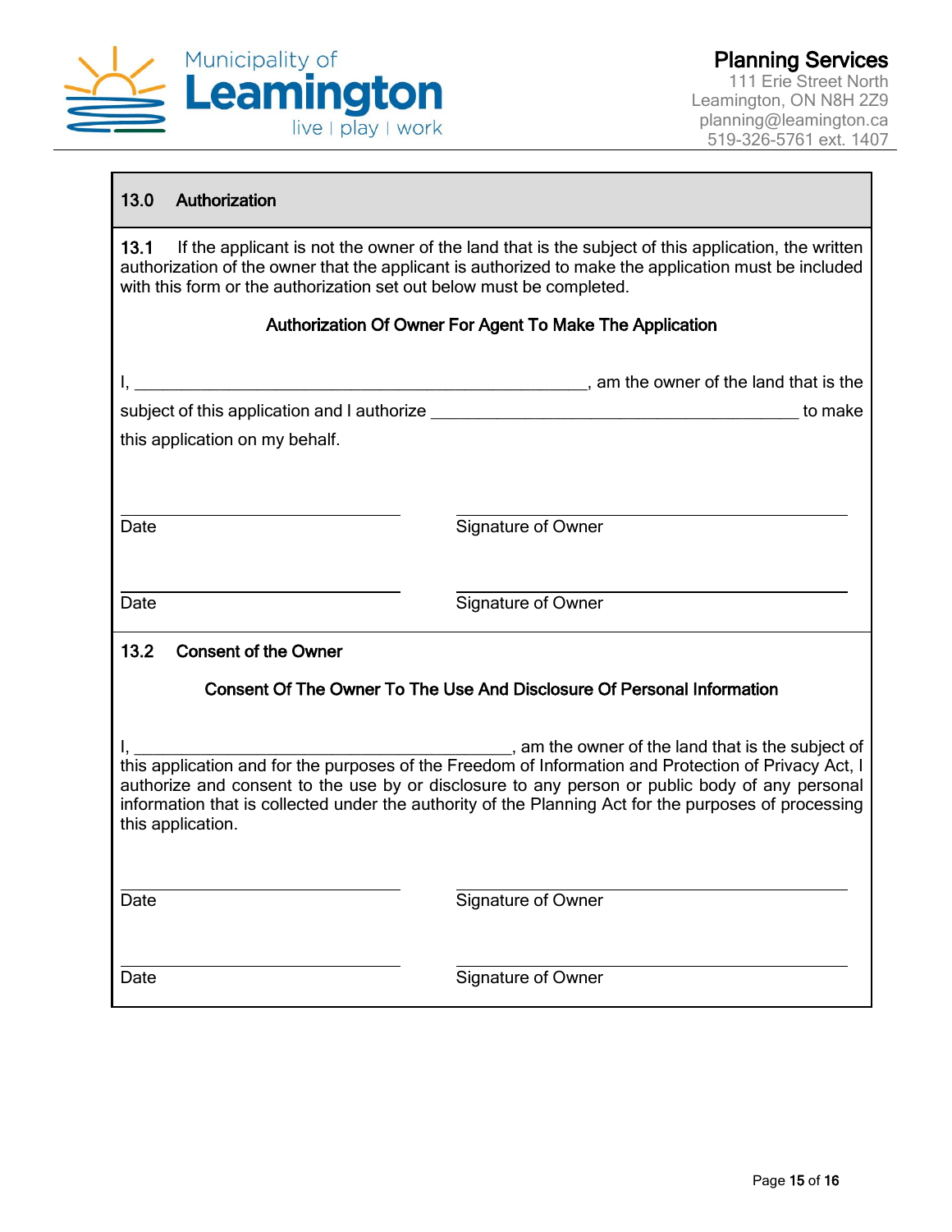Municipality of **Leamington**

live | play | work

**Planning Services**
111 Erie Street North
Leamington, ON N8H 2Z9
planning@leamington.ca
519-326-5761 ext. 1407

## 13.0 Authorization

**13.1** If the applicant is not the owner of the land that is the subject of this application, the written authorization of the owner that the applicant is authorized to make the application must be included with this form or the authorization set out below must be completed.

**Authorization Of Owner For Agent To Make The Application**

I, ____________________________________________________, am the owner of the land that is the subject of this application and I authorize ________________________________________ to make this application on my behalf.

______________________________ Date

______________________________ Signature of Owner

______________________________ Date

______________________________ Signature of Owner

**13.2 Consent of the Owner**

**Consent Of The Owner To The Use And Disclosure Of Personal Information**

I, ____________________________________________, am the owner of the land that is the subject of this application and for the purposes of the Freedom of Information and Protection of Privacy Act, I authorize and consent to the use by or disclosure to any person or public body of any personal information that is collected under the authority of the Planning Act for the purposes of processing this application.

______________________________ Date

______________________________ Signature of Owner

______________________________ Date

______________________________ Signature of Owner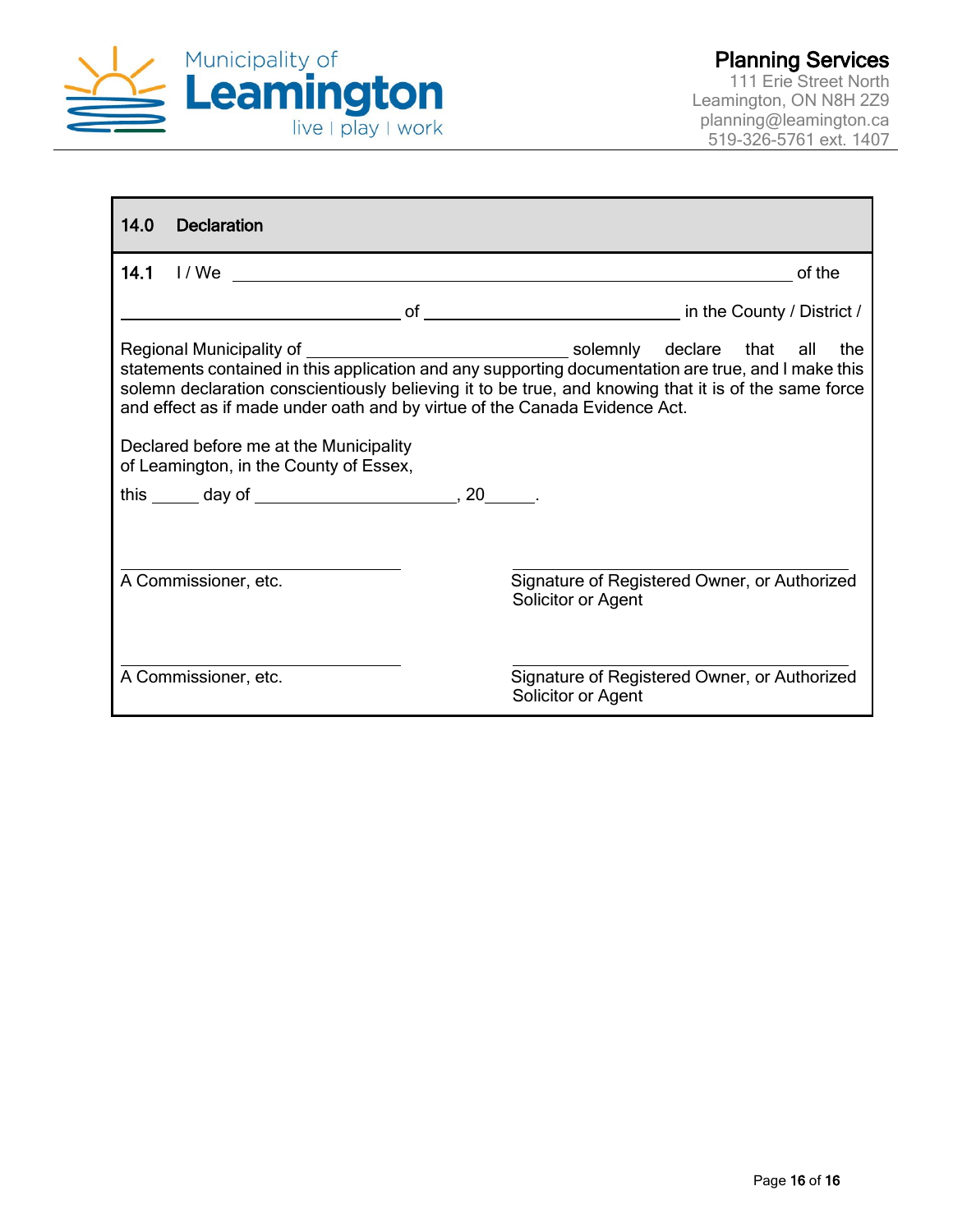Municipality of **Leamington**
live | play | work

**Planning Services**
111 Erie Street North
Leamington, ON N8H 2Z9
planning@leamington.ca
519-326-5761 ext. 1407

## 14.0 Declaration

**14.1** I / We ______________________________________________ of the

__________________________ of __________________________ in the County / District /

Regional Municipality of __________________________ solemnly declare that all the statements contained in this application and any supporting documentation are true, and I make this solemn declaration conscientiously believing it to be true, and knowing that it is of the same force and effect as if made under oath and by virtue of the Canada Evidence Act.

Declared before me at the Municipality of Leamington, in the County of Essex,

this _____ day of ____________________, 20_____.

| | |
|---|---|
| ______________________________ | ______________________________ |
| A Commissioner, etc. | Signature of Registered Owner, or Authorized Solicitor or Agent |
| ______________________________ | ______________________________ |
| A Commissioner, etc. | Signature of Registered Owner, or Authorized Solicitor or Agent |